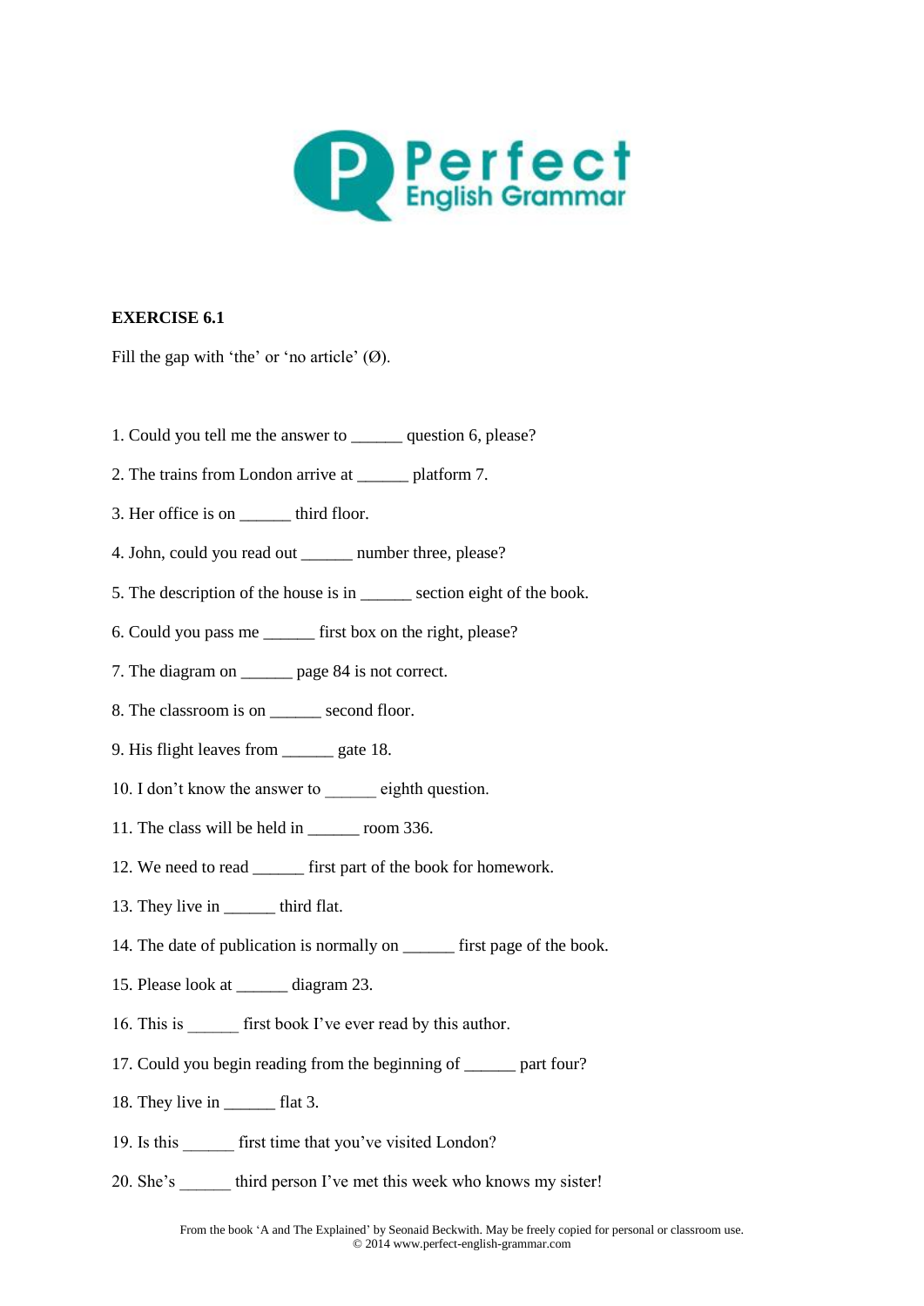Perfect English Grammar

**EXERCISE 6.1**

Fill the gap with 'the' or 'no article' (Ø).

1. Could you tell me the answer to ______ question 6, please?
2. The trains from London arrive at ______ platform 7.
3. Her office is on ______ third floor.
4. John, could you read out ______ number three, please?
5. The description of the house is in ______ section eight of the book.
6. Could you pass me ______ first box on the right, please?
7. The diagram on ______ page 84 is not correct.
8. The classroom is on ______ second floor.
9. His flight leaves from ______ gate 18.
10. I don't know the answer to ______ eighth question.
11. The class will be held in ______ room 336.
12. We need to read ______ first part of the book for homework.
13. They live in ______ third flat.
14. The date of publication is normally on ______ first page of the book.
15. Please look at ______ diagram 23.
16. This is ______ first book I've ever read by this author.
17. Could you begin reading from the beginning of ______ part four?
18. They live in ______ flat 3.
19. Is this ______ first time that you've visited London?
20. She's ______ third person I've met this week who knows my sister!

From the book 'A and The Explained' by Seonaid Beckwith. May be freely copied for personal or classroom use.
© 2014 www.perfect-english-grammar.com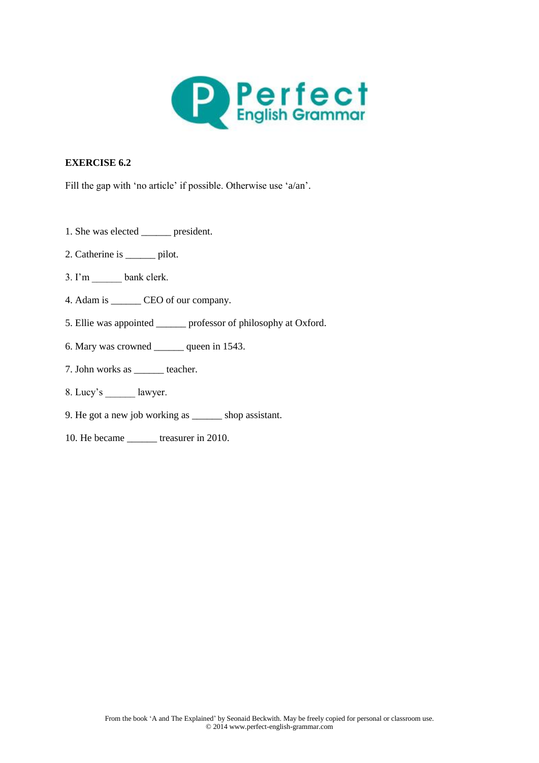**EXERCISE 6.2**

Fill the gap with 'no article' if possible. Otherwise use 'a/an'.

1. She was elected ______ president.

2. Catherine is ______ pilot.

3. I'm ______ bank clerk.

4. Adam is ______ CEO of our company.

5. Ellie was appointed ______ professor of philosophy at Oxford.

6. Mary was crowned ______ queen in 1543.

7. John works as ______ teacher.

8. Lucy's ______ lawyer.

9. He got a new job working as ______ shop assistant.

10. He became ______ treasurer in 2010.

From the book 'A and The Explained' by Seonaid Beckwith. May be freely copied for personal or classroom use.
© 2014 www.perfect-english-grammar.com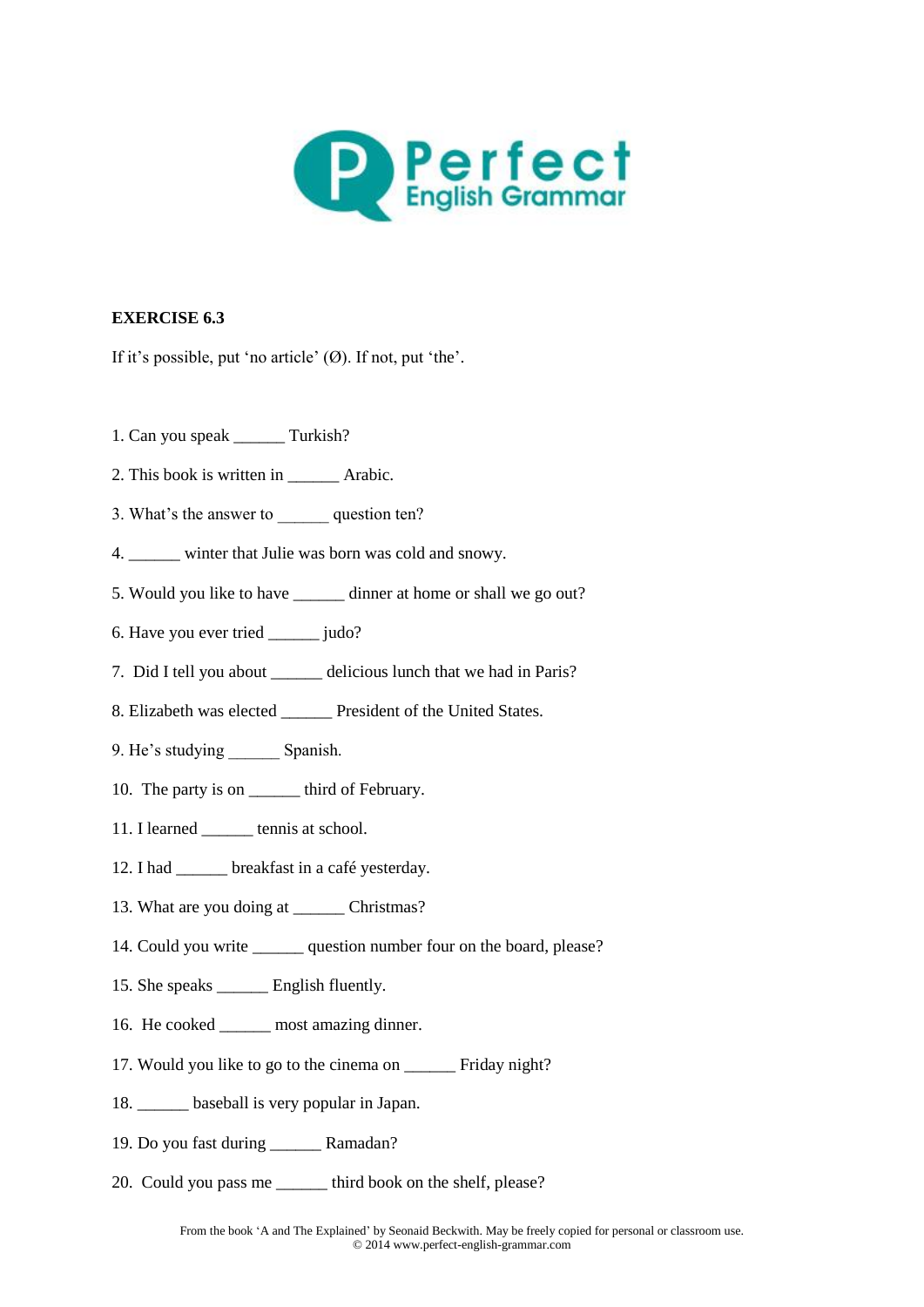**EXERCISE 6.3**

If it's possible, put 'no article' (Ø). If not, put 'the'.

1. Can you speak ______ Turkish?

2. This book is written in ______ Arabic.

3. What's the answer to ______ question ten?

4. ______ winter that Julie was born was cold and snowy.

5. Would you like to have ______ dinner at home or shall we go out?

6. Have you ever tried ______ judo?

7. Did I tell you about ______ delicious lunch that we had in Paris?

8. Elizabeth was elected ______ President of the United States.

9. He's studying ______ Spanish.

10. The party is on ______ third of February.

11. I learned ______ tennis at school.

12. I had ______ breakfast in a café yesterday.

13. What are you doing at ______ Christmas?

14. Could you write ______ question number four on the board, please?

15. She speaks ______ English fluently.

16. He cooked ______ most amazing dinner.

17. Would you like to go to the cinema on ______ Friday night?

18. ______ baseball is very popular in Japan.

19. Do you fast during ______ Ramadan?

20. Could you pass me ______ third book on the shelf, please?

From the book 'A and The Explained' by Seonaid Beckwith. May be freely copied for personal or classroom use.
© 2014 www.perfect-english-grammar.com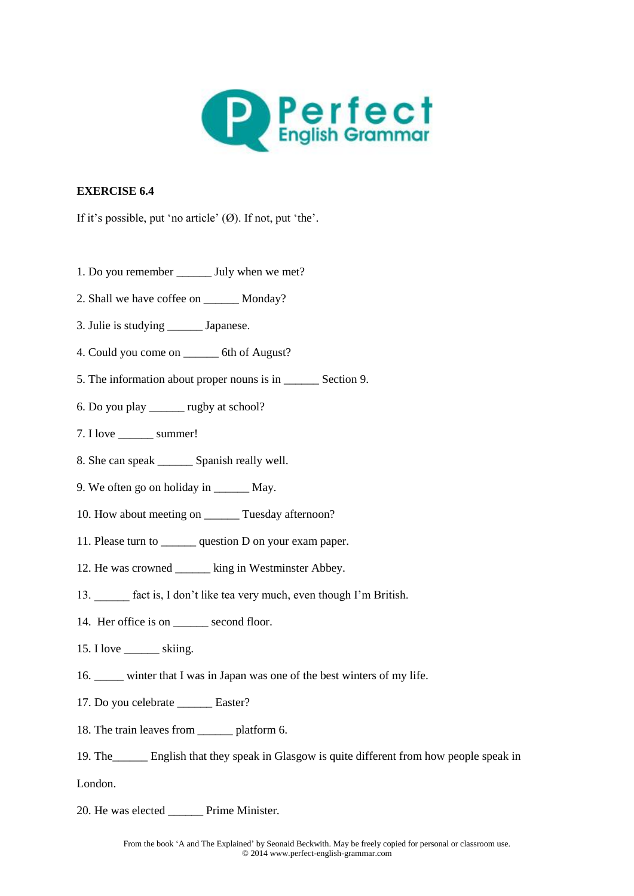**EXERCISE 6.4**

If it's possible, put 'no article' (Ø). If not, put 'the'.

1. Do you remember ______ July when we met?

2. Shall we have coffee on ______ Monday?

3. Julie is studying ______ Japanese.

4. Could you come on ______ 6th of August?

5. The information about proper nouns is in ______ Section 9.

6. Do you play ______ rugby at school?

7. I love ______ summer!

8. She can speak ______ Spanish really well.

9. We often go on holiday in ______ May.

10. How about meeting on ______ Tuesday afternoon?

11. Please turn to ______ question D on your exam paper.

12. He was crowned ______ king in Westminster Abbey.

13. ______ fact is, I don't like tea very much, even though I'm British.

14. Her office is on ______ second floor.

15. I love ______ skiing.

16. _____ winter that I was in Japan was one of the best winters of my life.

17. Do you celebrate ______ Easter?

18. The train leaves from ______ platform 6.

19. The______ English that they speak in Glasgow is quite different from how people speak in London.

20. He was elected ______ Prime Minister.

From the book 'A and The Explained' by Seonaid Beckwith. May be freely copied for personal or classroom use.
© 2014 www.perfect-english-grammar.com